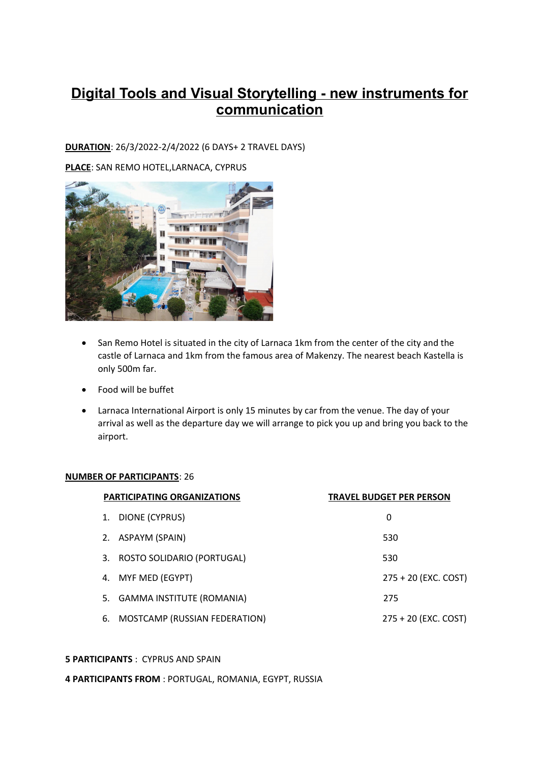# Digital Tools and Visual Storytelling - new instruments for communication

**DURATION**: 26/3/2022-2/4/2022 (6 DAYS+ 2 TRAVEL DAYS)

**PLACE**: SAN REMO HOTEL,LARNACA, CYPRUS

- San Remo Hotel is situated in the city of Larnaca 1km from the center of the city and the castle of Larnaca and 1km from the famous area of Makenzy. The nearest beach Kastella is only 500m far.
- Food will be buffet
- Larnaca International Airport is only 15 minutes by car from the venue. The day of your arrival as well as the departure day we will arrange to pick you up and bring you back to the airport.

**NUMBER OF PARTICIPANTS**: 26

| PARTICIPATING ORGANIZATIONS | TRAVEL BUDGET PER PERSON |
|---|---|
| 1. DIONE (CYPRUS) | 0 |
| 2. ASPAYM (SPAIN) | 530 |
| 3. ROSTO SOLIDARIO (PORTUGAL) | 530 |
| 4. MYF MED (EGYPT) | 275 + 20 (EXC. COST) |
| 5. GAMMA INSTITUTE (ROMANIA) | 275 |
| 6. MOSTCAMP (RUSSIAN FEDERATION) | 275 + 20 (EXC. COST) |

**5 PARTICIPANTS** : CYPRUS AND SPAIN

**4 PARTICIPANTS FROM** : PORTUGAL, ROMANIA, EGYPT, RUSSIA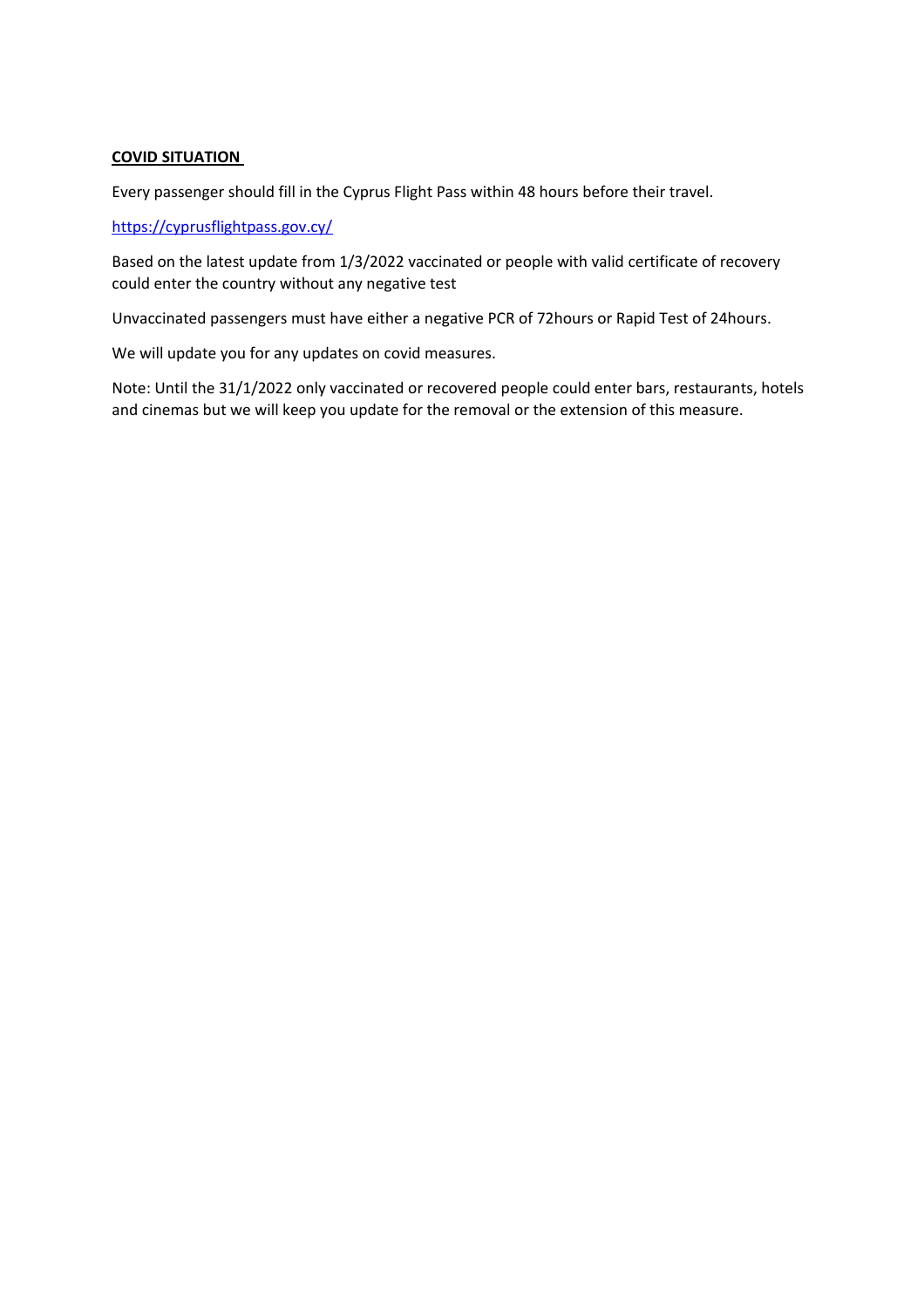**COVID SITUATION**

Every passenger should fill in the Cyprus Flight Pass within 48 hours before their travel.

[https://cyprusflightpass.gov.cy/](https://cyprusflightpass.gov.cy/)

Based on the latest update from 1/3/2022 vaccinated or people with valid certificate of recovery could enter the country without any negative test

Unvaccinated passengers must have either a negative PCR of 72hours or Rapid Test of 24hours.

We will update you for any updates on covid measures.

Note: Until the 31/1/2022 only vaccinated or recovered people could enter bars, restaurants, hotels and cinemas but we will keep you update for the removal or the extension of this measure.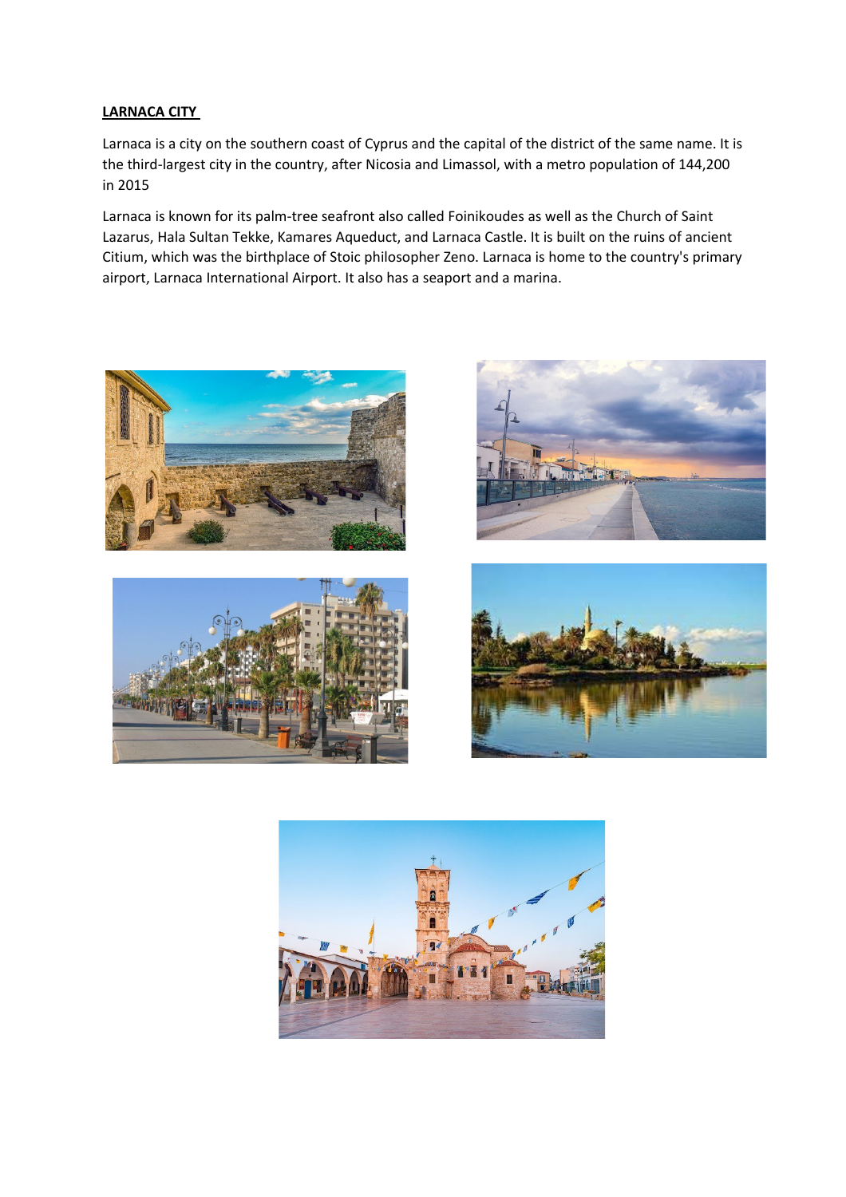**LARNACA CITY**

Larnaca is a city on the southern coast of Cyprus and the capital of the district of the same name. It is the third-largest city in the country, after Nicosia and Limassol, with a metro population of 144,200 in 2015

Larnaca is known for its palm-tree seafront also called Foinikoudes as well as the Church of Saint Lazarus, Hala Sultan Tekke, Kamares Aqueduct, and Larnaca Castle. It is built on the ruins of ancient Citium, which was the birthplace of Stoic philosopher Zeno. Larnaca is home to the country's primary airport, Larnaca International Airport. It also has a seaport and a marina.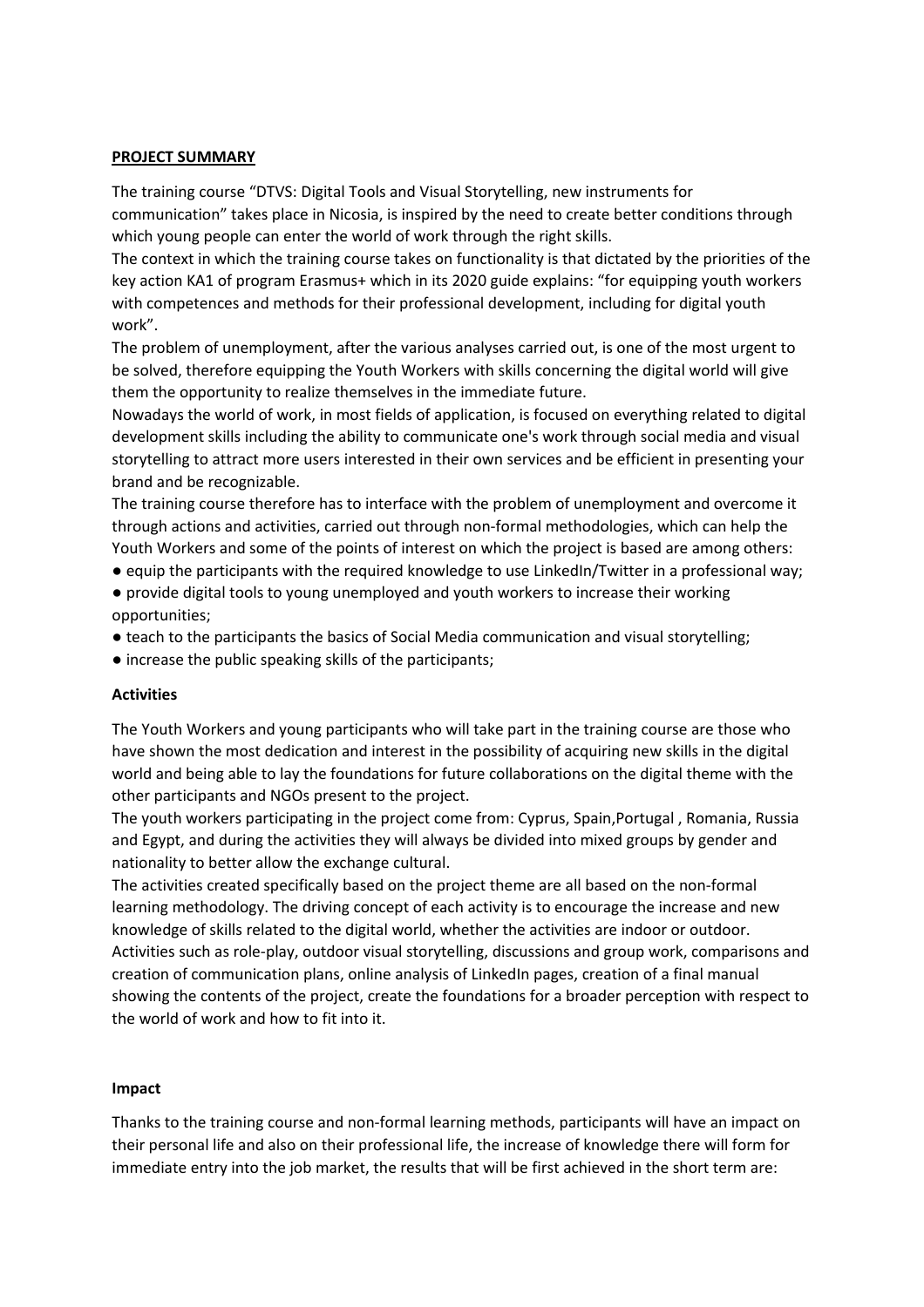**PROJECT SUMMARY**

The training course "DTVS: Digital Tools and Visual Storytelling, new instruments for communication" takes place in Nicosia, is inspired by the need to create better conditions through which young people can enter the world of work through the right skills.

The context in which the training course takes on functionality is that dictated by the priorities of the key action KA1 of program Erasmus+ which in its 2020 guide explains: "for equipping youth workers with competences and methods for their professional development, including for digital youth work".

The problem of unemployment, after the various analyses carried out, is one of the most urgent to be solved, therefore equipping the Youth Workers with skills concerning the digital world will give them the opportunity to realize themselves in the immediate future.

Nowadays the world of work, in most fields of application, is focused on everything related to digital development skills including the ability to communicate one's work through social media and visual storytelling to attract more users interested in their own services and be efficient in presenting your brand and be recognizable.

The training course therefore has to interface with the problem of unemployment and overcome it through actions and activities, carried out through non-formal methodologies, which can help the Youth Workers and some of the points of interest on which the project is based are among others:

- equip the participants with the required knowledge to use LinkedIn/Twitter in a professional way;
- provide digital tools to young unemployed and youth workers to increase their working opportunities;
- teach to the participants the basics of Social Media communication and visual storytelling;
- increase the public speaking skills of the participants;

**Activities**

The Youth Workers and young participants who will take part in the training course are those who have shown the most dedication and interest in the possibility of acquiring new skills in the digital world and being able to lay the foundations for future collaborations on the digital theme with the other participants and NGOs present to the project.

The youth workers participating in the project come from: Cyprus, Spain,Portugal , Romania, Russia and Egypt, and during the activities they will always be divided into mixed groups by gender and nationality to better allow the exchange cultural.

The activities created specifically based on the project theme are all based on the non-formal learning methodology. The driving concept of each activity is to encourage the increase and new knowledge of skills related to the digital world, whether the activities are indoor or outdoor. Activities such as role-play, outdoor visual storytelling, discussions and group work, comparisons and creation of communication plans, online analysis of LinkedIn pages, creation of a final manual showing the contents of the project, create the foundations for a broader perception with respect to the world of work and how to fit into it.

**Impact**

Thanks to the training course and non-formal learning methods, participants will have an impact on their personal life and also on their professional life, the increase of knowledge there will form for immediate entry into the job market, the results that will be first achieved in the short term are: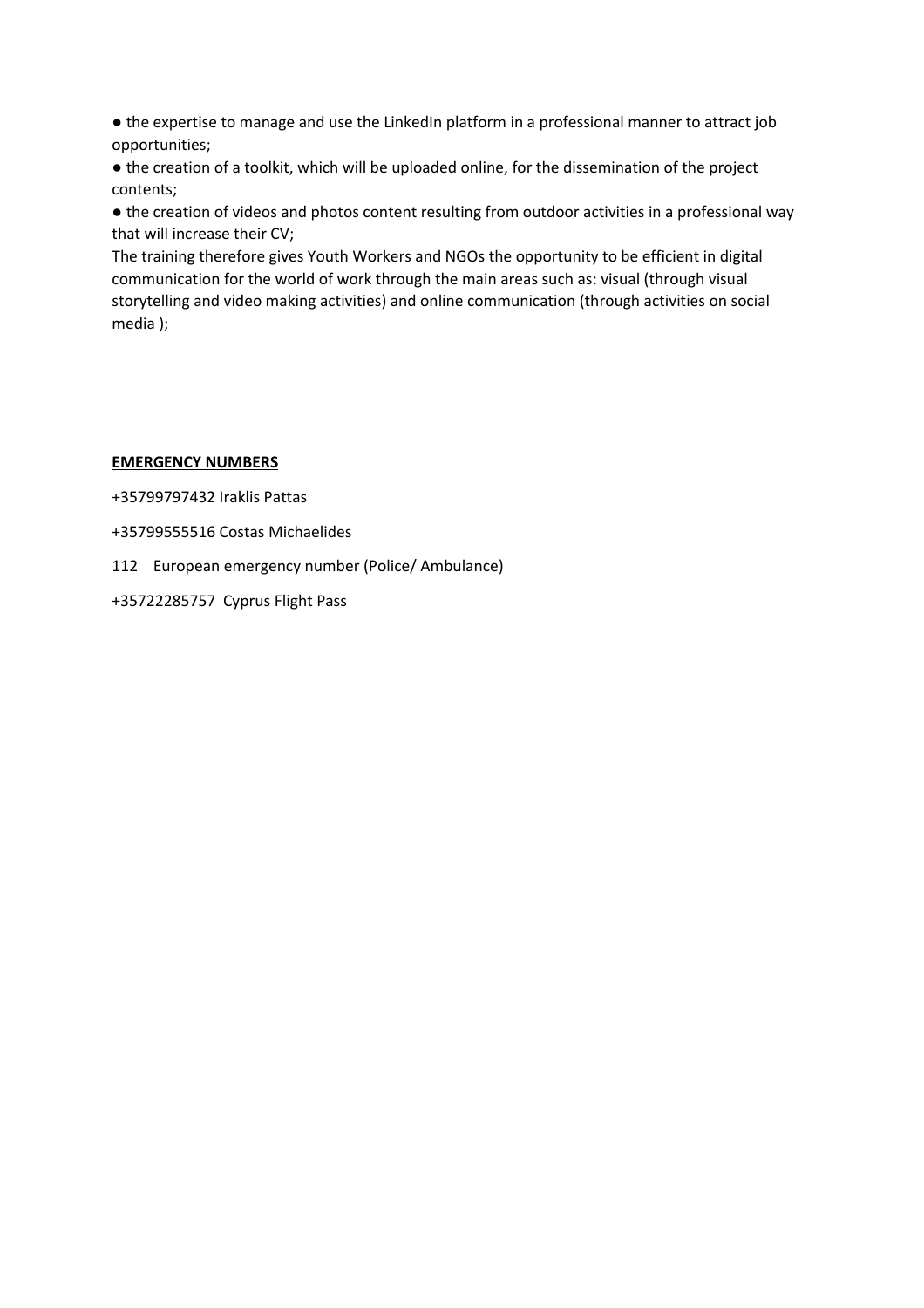- the expertise to manage and use the LinkedIn platform in a professional manner to attract job opportunities;
- the creation of a toolkit, which will be uploaded online, for the dissemination of the project contents;
- the creation of videos and photos content resulting from outdoor activities in a professional way that will increase their CV;

The training therefore gives Youth Workers and NGOs the opportunity to be efficient in digital communication for the world of work through the main areas such as: visual (through visual storytelling and video making activities) and online communication (through activities on social media );

**EMERGENCY NUMBERS**

+35799797432 Iraklis Pattas

+35799555516 Costas Michaelides

112 European emergency number (Police/ Ambulance)

+35722285757 Cyprus Flight Pass